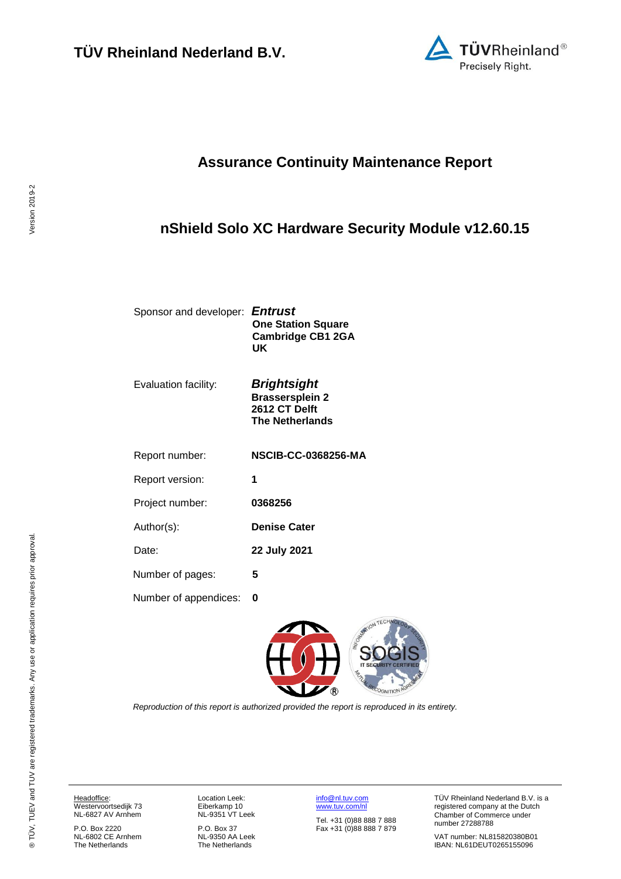**TÜV Rheinland Nederland B.V.**

# Assurance Continuity Maintenance Report

## nShield Solo XC Hardware Security Module v12.60.15

| | |
|---|---|
| Sponsor and developer: | ***Entrust*** **One Station Square Cambridge CB1 2GA UK** |
| Evaluation facility: | ***Brightsight*** **Brassersplein 2 2612 CT Delft The Netherlands** |
| Report number: | **NSCIB-CC-0368256-MA** |
| Report version: | **1** |
| Project number: | **0368256** |
| Author(s): | **Denise Cater** |
| Date: | **22 July 2021** |
| Number of pages: | **5** |
| Number of appendices: | **0** |

*Reproduction of this report is authorized provided the report is reproduced in its entirety.*

Headoffice:
Westervoortsedijk 73
NL-6827 AV Arnhem

P.O. Box 2220
NL-6802 CE Arnhem
The Netherlands

Location Leek:
Eiberkamp 10
NL-9351 VT Leek

P.O. Box 37
NL-9350 AA Leek
The Netherlands

info@nl.tuv.com
www.tuv.com/nl

Tel. +31 (0)88 888 7 888
Fax +31 (0)88 888 7 879

TÜV Rheinland Nederland B.V. is a registered company at the Dutch Chamber of Commerce under number 27288788

VAT number: NL815820380B01
IBAN: NL61DEUT0265155096

® TÜV, TUEV and TUV are registered trademarks. Any use or application requires prior approval.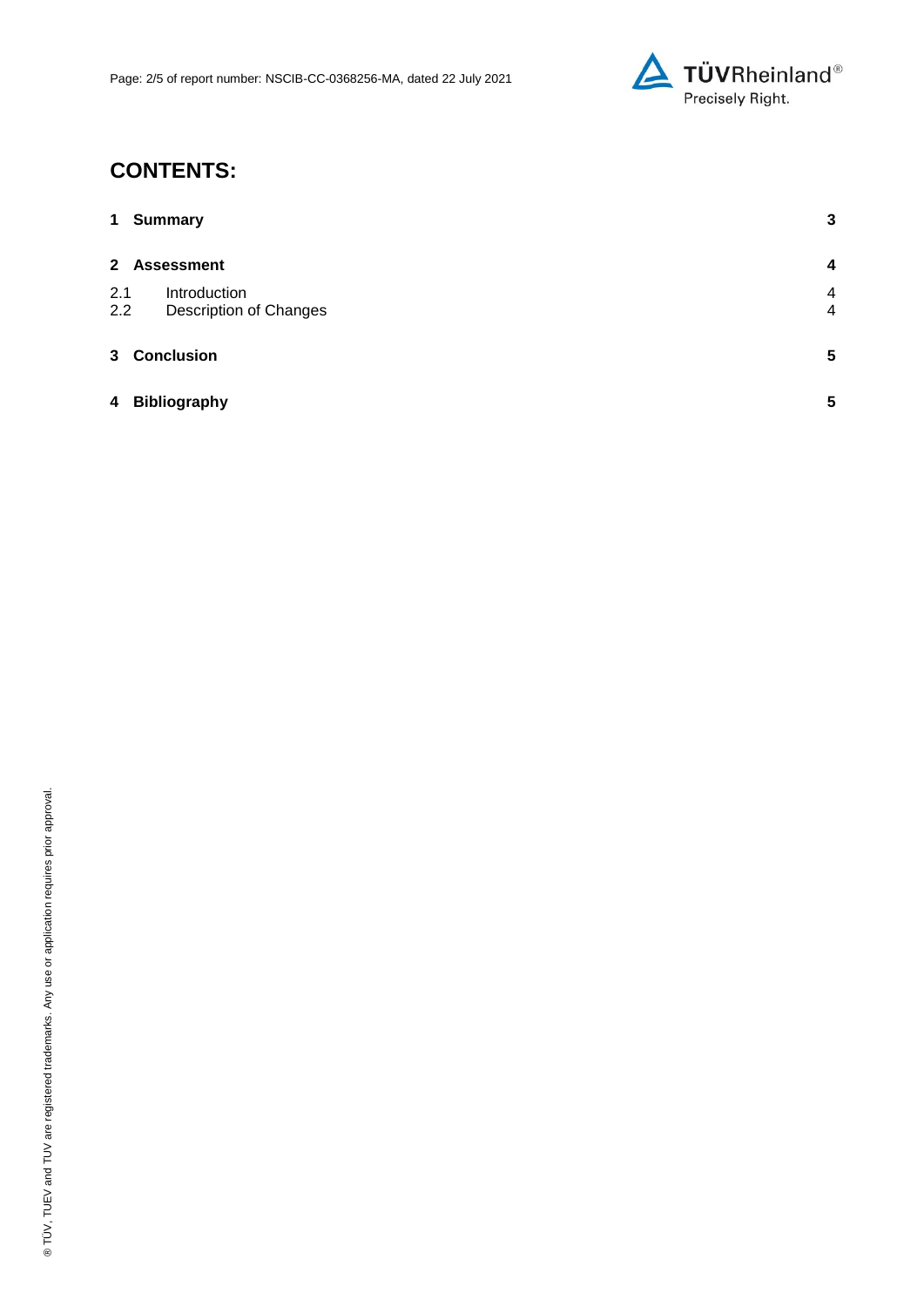# CONTENTS:

| | | |
|---|---|---|
| **1** | **Summary** | **3** |
| **2** | **Assessment** | **4** |
| 2.1 | Introduction | 4 |
| 2.2 | Description of Changes | 4 |
| **3** | **Conclusion** | **5** |
| **4** | **Bibliography** | **5** |

® TÜV, TUEV and TUV are registered trademarks. Any use or application requires prior approval.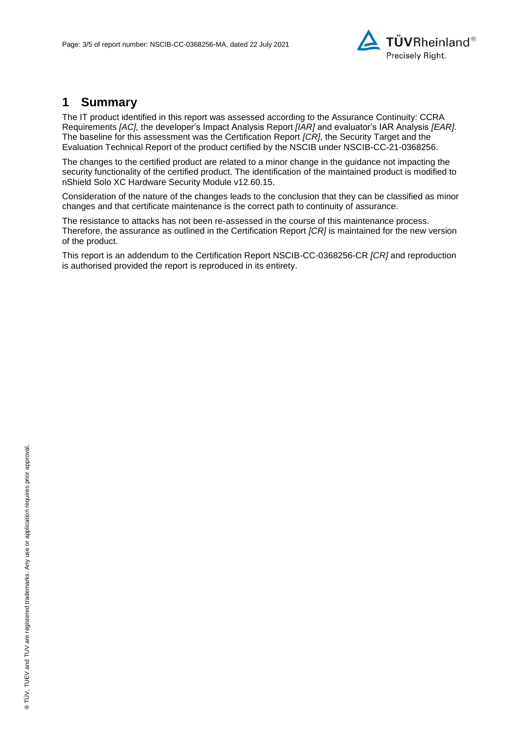# 1 Summary

The IT product identified in this report was assessed according to the Assurance Continuity: CCRA Requirements *[AC]*, the developer's Impact Analysis Report *[IAR]* and evaluator's IAR Analysis *[EAR]*. The baseline for this assessment was the Certification Report *[CR]*, the Security Target and the Evaluation Technical Report of the product certified by the NSCIB under NSCIB-CC-21-0368256.

The changes to the certified product are related to a minor change in the guidance not impacting the security functionality of the certified product. The identification of the maintained product is modified to nShield Solo XC Hardware Security Module v12.60.15.

Consideration of the nature of the changes leads to the conclusion that they can be classified as minor changes and that certificate maintenance is the correct path to continuity of assurance.

The resistance to attacks has not been re-assessed in the course of this maintenance process. Therefore, the assurance as outlined in the Certification Report *[CR]* is maintained for the new version of the product.

This report is an addendum to the Certification Report NSCIB-CC-0368256-CR *[CR]* and reproduction is authorised provided the report is reproduced in its entirety.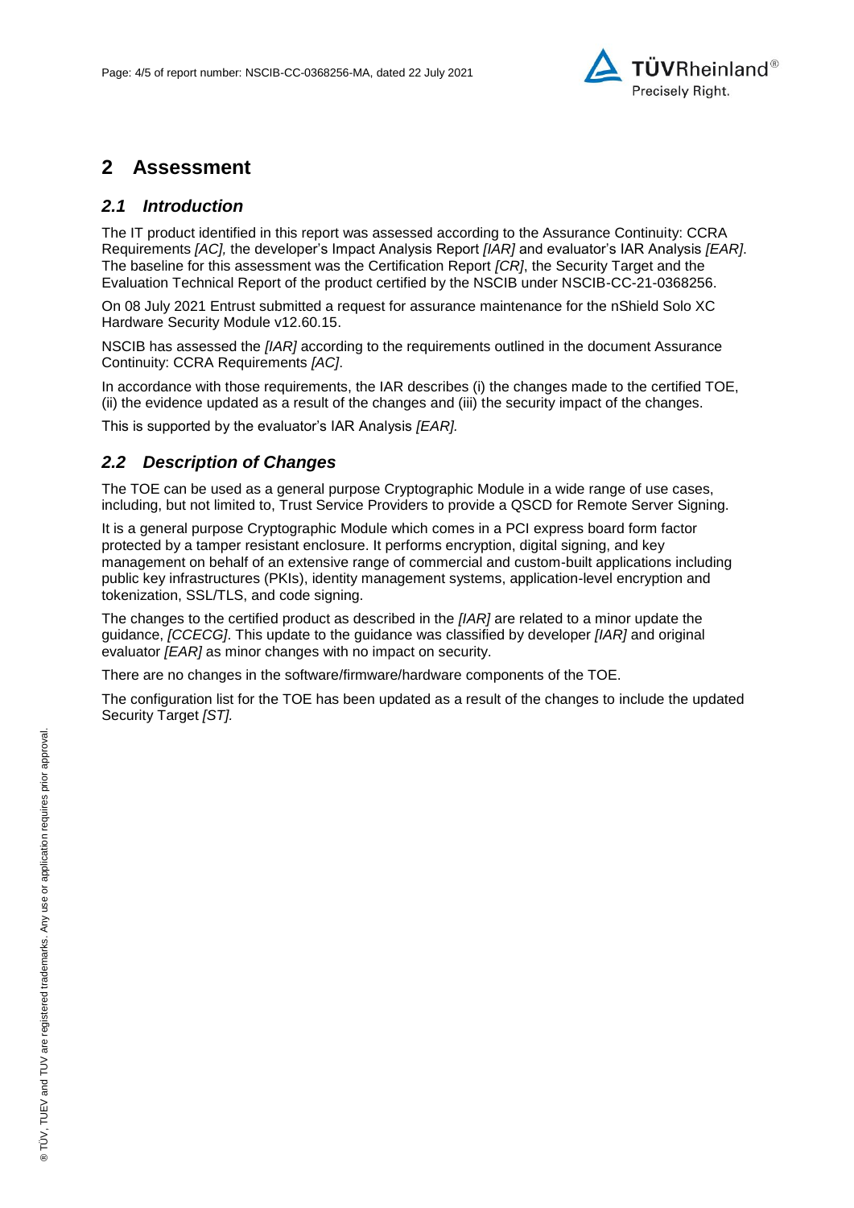# 2 Assessment

## *2.1 Introduction*

The IT product identified in this report was assessed according to the Assurance Continuity: CCRA Requirements *[AC],* the developer's Impact Analysis Report *[IAR]* and evaluator's IAR Analysis *[EAR]*. The baseline for this assessment was the Certification Report *[CR]*, the Security Target and the Evaluation Technical Report of the product certified by the NSCIB under NSCIB-CC-21-0368256.

On 08 July 2021 Entrust submitted a request for assurance maintenance for the nShield Solo XC Hardware Security Module v12.60.15.

NSCIB has assessed the *[IAR]* according to the requirements outlined in the document Assurance Continuity: CCRA Requirements *[AC]*.

In accordance with those requirements, the IAR describes (i) the changes made to the certified TOE, (ii) the evidence updated as a result of the changes and (iii) the security impact of the changes.

This is supported by the evaluator's IAR Analysis *[EAR].*

## *2.2 Description of Changes*

The TOE can be used as a general purpose Cryptographic Module in a wide range of use cases, including, but not limited to, Trust Service Providers to provide a QSCD for Remote Server Signing.

It is a general purpose Cryptographic Module which comes in a PCI express board form factor protected by a tamper resistant enclosure. It performs encryption, digital signing, and key management on behalf of an extensive range of commercial and custom-built applications including public key infrastructures (PKIs), identity management systems, application-level encryption and tokenization, SSL/TLS, and code signing.

The changes to the certified product as described in the *[IAR]* are related to a minor update the guidance, *[CCECG]*. This update to the guidance was classified by developer *[IAR]* and original evaluator *[EAR]* as minor changes with no impact on security.

There are no changes in the software/firmware/hardware components of the TOE.

The configuration list for the TOE has been updated as a result of the changes to include the updated Security Target *[ST].*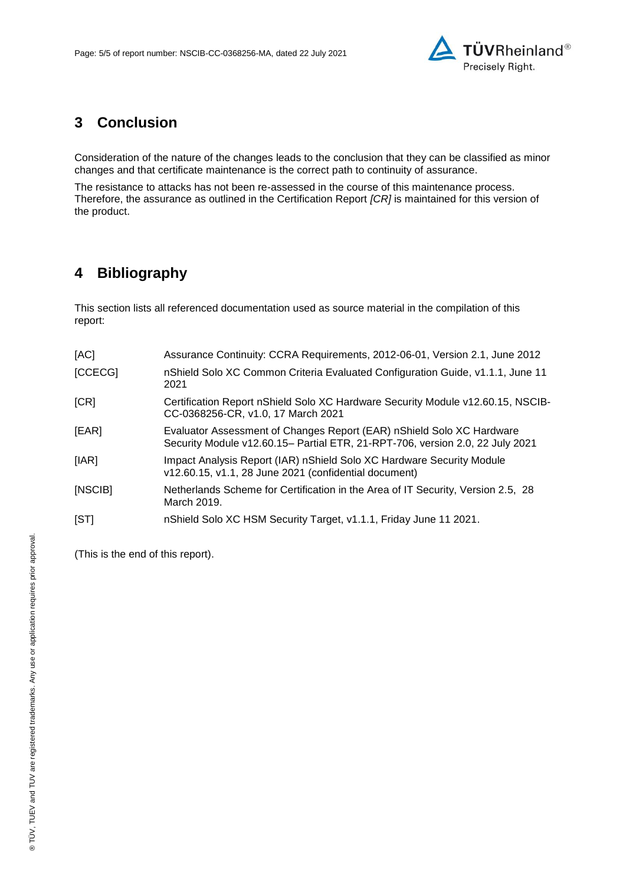## 3 Conclusion

Consideration of the nature of the changes leads to the conclusion that they can be classified as minor changes and that certificate maintenance is the correct path to continuity of assurance.

The resistance to attacks has not been re-assessed in the course of this maintenance process. Therefore, the assurance as outlined in the Certification Report *[CR]* is maintained for this version of the product.

## 4 Bibliography

This section lists all referenced documentation used as source material in the compilation of this report:

| | |
|---|---|
| [AC] | Assurance Continuity: CCRA Requirements, 2012-06-01, Version 2.1, June 2012 |
| [CCECG] | nShield Solo XC Common Criteria Evaluated Configuration Guide, v1.1.1, June 11 2021 |
| [CR] | Certification Report nShield Solo XC Hardware Security Module v12.60.15, NSCIB-CC-0368256-CR, v1.0, 17 March 2021 |
| [EAR] | Evaluator Assessment of Changes Report (EAR) nShield Solo XC Hardware Security Module v12.60.15– Partial ETR, 21-RPT-706, version 2.0, 22 July 2021 |
| [IAR] | Impact Analysis Report (IAR) nShield Solo XC Hardware Security Module v12.60.15, v1.1, 28 June 2021 (confidential document) |
| [NSCIB] | Netherlands Scheme for Certification in the Area of IT Security, Version 2.5, 28 March 2019. |
| [ST] | nShield Solo XC HSM Security Target, v1.1.1, Friday June 11 2021. |

(This is the end of this report).